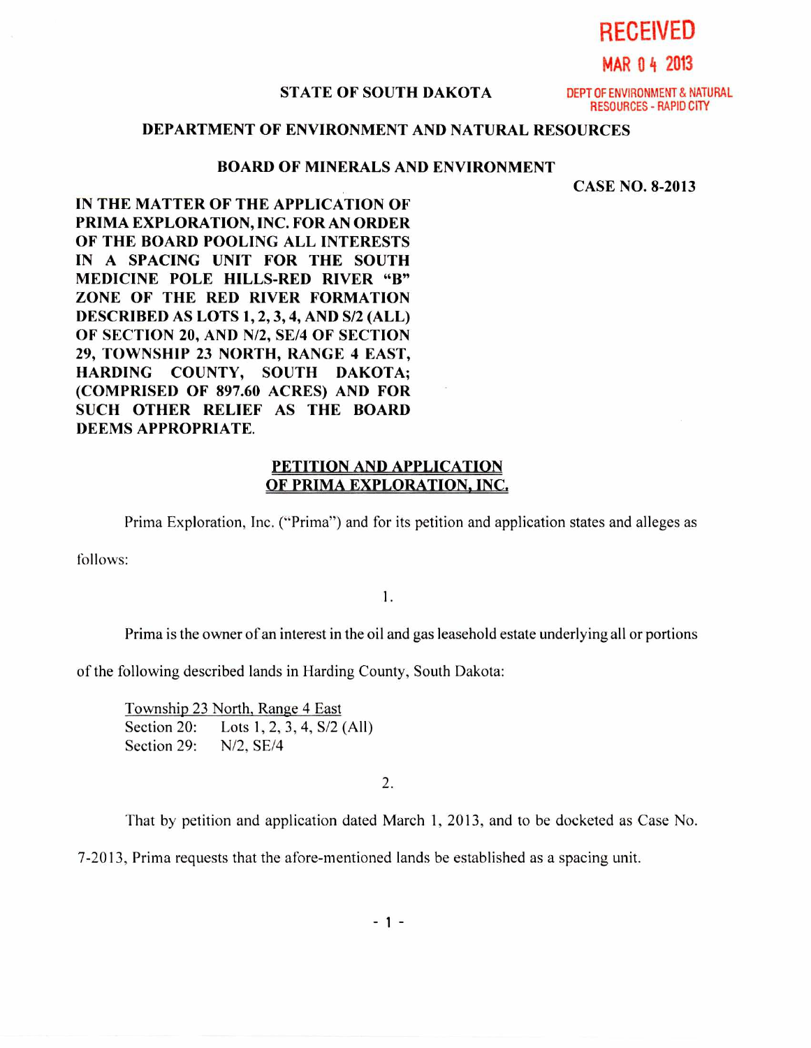RECEIVED

MAR 04 2013

DEPT OF ENVIRONMENT & NATURAL RESOURCES - RAPID CITY

**STATE OF SOUTH DAKOTA**

**DEPARTMENT OF ENVIRONMENT AND NATURAL RESOURCES**

**BOARD OF MINERALS AND ENVIRONMENT**

**CASE NO. 8-2013**

**IN THE MATTER OF THE APPLICATION OF PRIMA EXPLORATION, INC. FOR AN ORDER OF THE BOARD POOLING ALL INTERESTS IN A SPACING UNIT FOR THE SOUTH MEDICINE POLE HILLS-RED RIVER "B" ZONE OF THE RED RIVER FORMATION DESCRIBED AS LOTS 1, 2, 3, 4, AND S/2 (ALL) OF SECTION 20, AND N/2, SE/4 OF SECTION 29, TOWNSHIP 23 NORTH, RANGE 4 EAST, HARDING COUNTY, SOUTH DAKOTA; (COMPRISED OF 897.60 ACRES) AND FOR SUCH OTHER RELIEF AS THE BOARD DEEMS APPROPRIATE.**

## PETITION AND APPLICATION OF PRIMA EXPLORATION, INC.

Prima Exploration, Inc. ("Prima") and for its petition and application states and alleges as follows:

1.

Prima is the owner of an interest in the oil and gas leasehold estate underlying all or portions of the following described lands in Harding County, South Dakota:

Township 23 North, Range 4 East
Section 20: Lots 1, 2, 3, 4, S/2 (All)
Section 29: N/2, SE/4

2.

That by petition and application dated March 1, 2013, and to be docketed as Case No. 7-2013, Prima requests that the afore-mentioned lands be established as a spacing unit.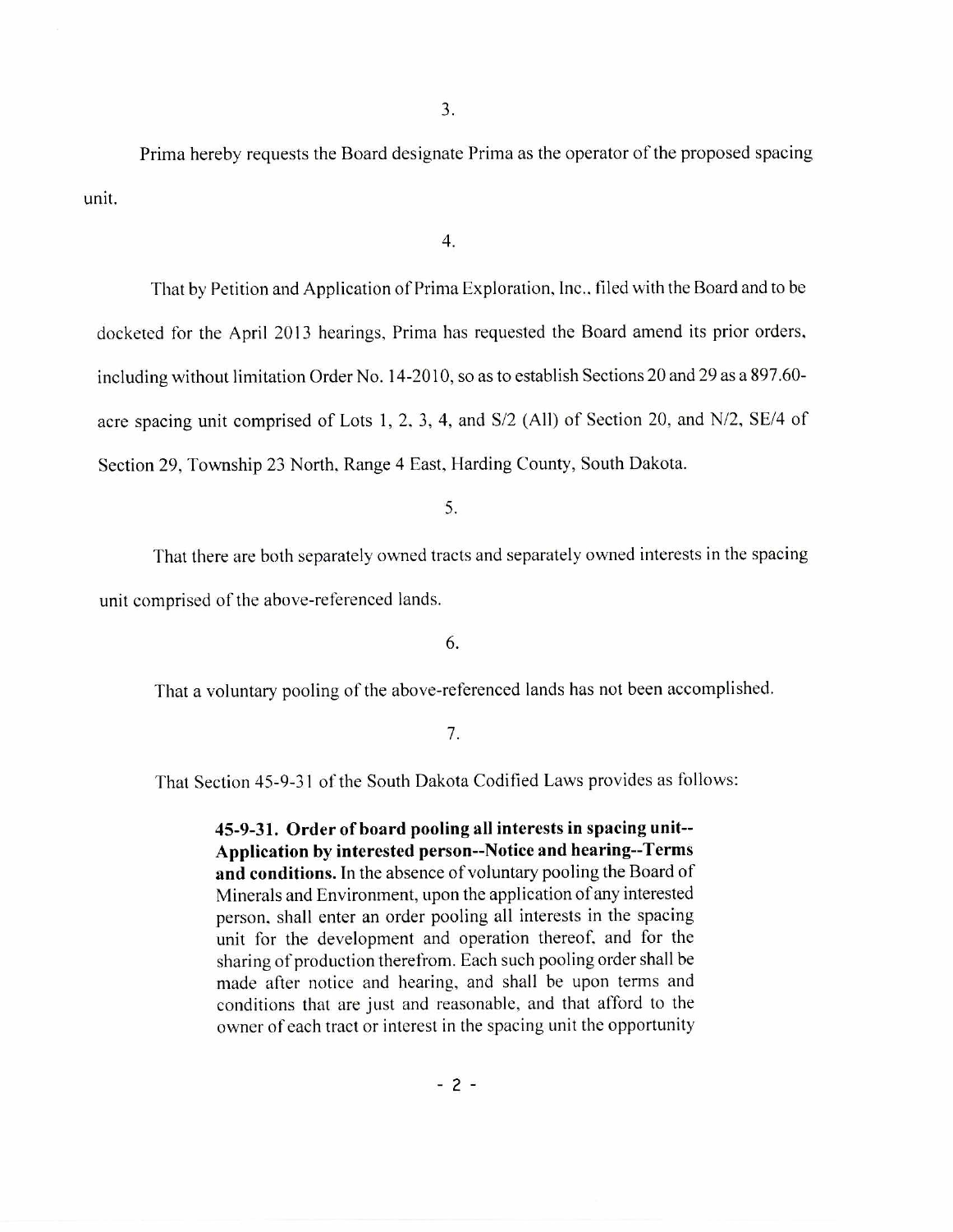3.

Prima hereby requests the Board designate Prima as the operator of the proposed spacing unit.

4.

That by Petition and Application of Prima Exploration, Inc., filed with the Board and to be docketed for the April 2013 hearings, Prima has requested the Board amend its prior orders, including without limitation Order No. 14-2010, so as to establish Sections 20 and 29 as a 897.60-acre spacing unit comprised of Lots 1, 2, 3, 4, and S/2 (All) of Section 20, and N/2, SE/4 of Section 29, Township 23 North, Range 4 East, Harding County, South Dakota.

5.

That there are both separately owned tracts and separately owned interests in the spacing unit comprised of the above-referenced lands.

6.

That a voluntary pooling of the above-referenced lands has not been accomplished.

7.

That Section 45-9-31 of the South Dakota Codified Laws provides as follows:

> **45-9-31. Order of board pooling all interests in spacing unit--Application by interested person--Notice and hearing--Terms and conditions.** In the absence of voluntary pooling the Board of Minerals and Environment, upon the application of any interested person, shall enter an order pooling all interests in the spacing unit for the development and operation thereof, and for the sharing of production therefrom. Each such pooling order shall be made after notice and hearing, and shall be upon terms and conditions that are just and reasonable, and that afford to the owner of each tract or interest in the spacing unit the opportunity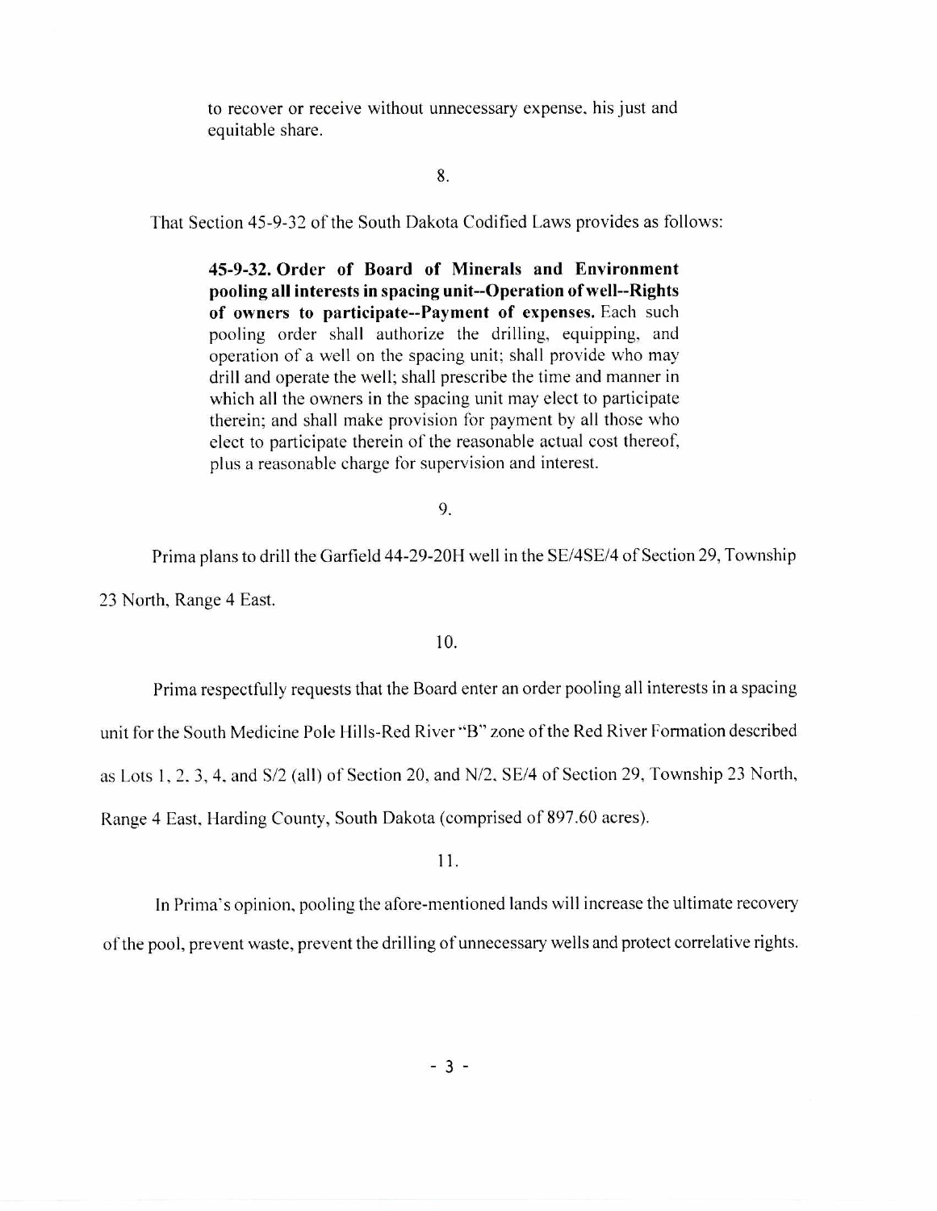to recover or receive without unnecessary expense, his just and equitable share.

8.

That Section 45-9-32 of the South Dakota Codified Laws provides as follows:

> **45-9-32. Order of Board of Minerals and Environment pooling all interests in spacing unit--Operation of well--Rights of owners to participate--Payment of expenses.** Each such pooling order shall authorize the drilling, equipping, and operation of a well on the spacing unit; shall provide who may drill and operate the well; shall prescribe the time and manner in which all the owners in the spacing unit may elect to participate therein; and shall make provision for payment by all those who elect to participate therein of the reasonable actual cost thereof, plus a reasonable charge for supervision and interest.

9.

Prima plans to drill the Garfield 44-29-20H well in the SE/4SE/4 of Section 29, Township 23 North, Range 4 East.

10.

Prima respectfully requests that the Board enter an order pooling all interests in a spacing unit for the South Medicine Pole Hills-Red River "B" zone of the Red River Formation described as Lots 1, 2, 3, 4, and S/2 (all) of Section 20, and N/2, SE/4 of Section 29, Township 23 North, Range 4 East, Harding County, South Dakota (comprised of 897.60 acres).

11.

In Prima's opinion, pooling the afore-mentioned lands will increase the ultimate recovery of the pool, prevent waste, prevent the drilling of unnecessary wells and protect correlative rights.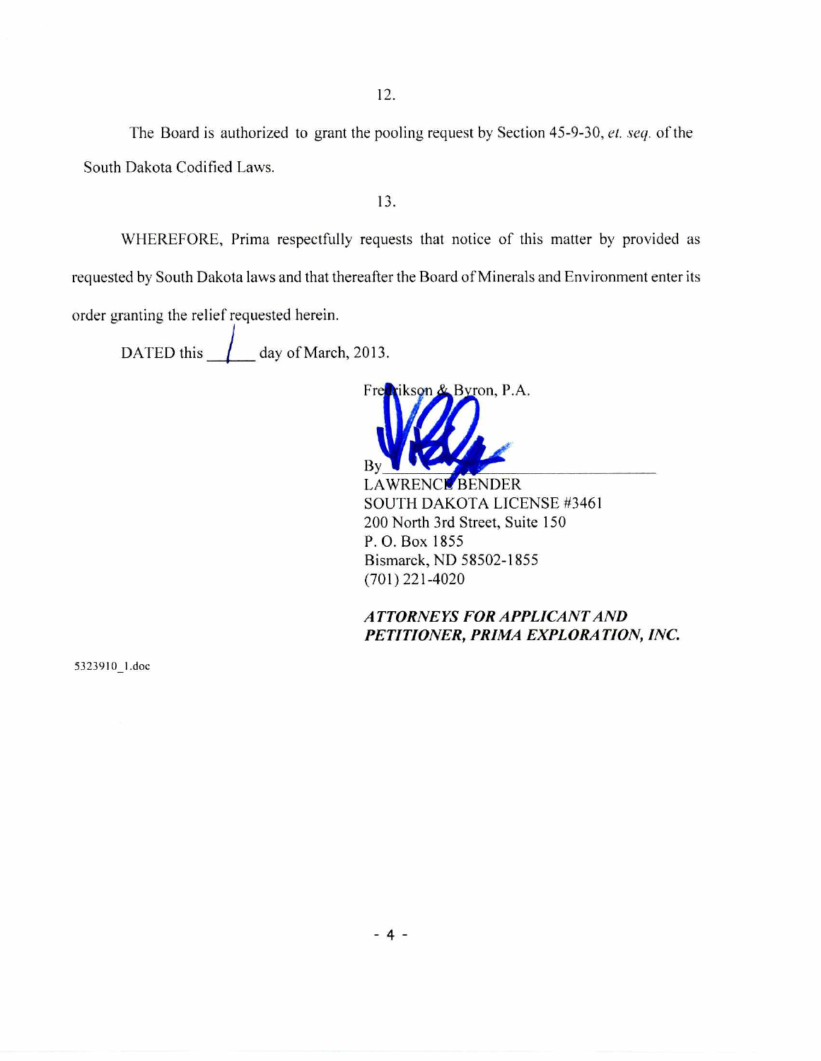12.

The Board is authorized to grant the pooling request by Section 45-9-30, *et. seq.* of the South Dakota Codified Laws.

13.

WHEREFORE, Prima respectfully requests that notice of this matter by provided as requested by South Dakota laws and that thereafter the Board of Minerals and Environment enter its order granting the relief requested herein.

DATED this 1 day of March, 2013.

Fredrikson & Byron, P.A.

By ______________________
LAWRENCE BENDER
SOUTH DAKOTA LICENSE #3461
200 North 3rd Street, Suite 150
P. O. Box 1855
Bismarck, ND 58502-1855
(701) 221-4020

***ATTORNEYS FOR APPLICANT AND PETITIONER, PRIMA EXPLORATION, INC.***

5323910_1.doc